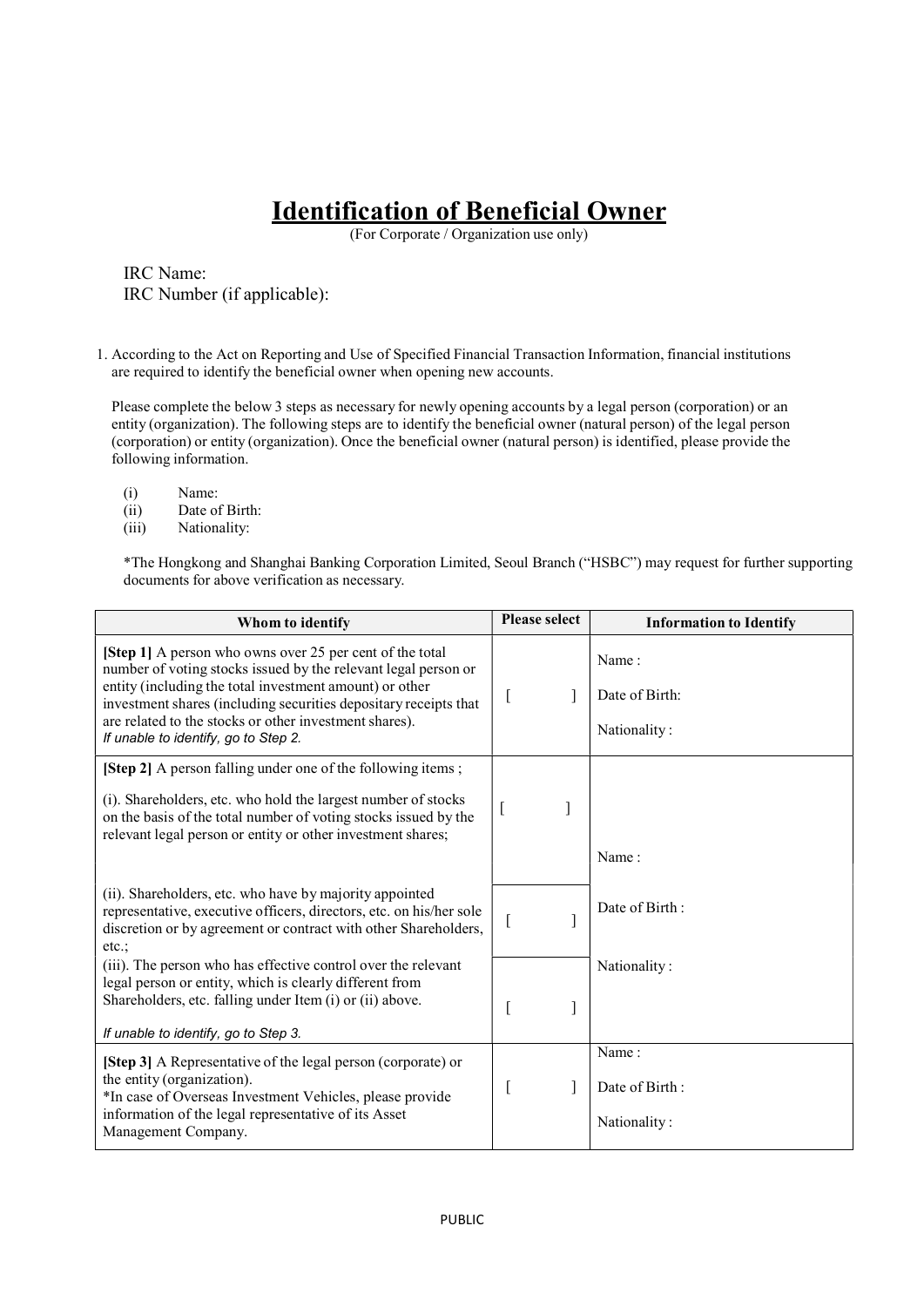# Identification of Beneficial Owner

(For Corporate / Organization use only)

IRC Name:
IRC Number (if applicable):

1. According to the Act on Reporting and Use of Specified Financial Transaction Information, financial institutions are required to identify the beneficial owner when opening new accounts.

   Please complete the below 3 steps as necessary for newly opening accounts by a legal person (corporation) or an entity (organization). The following steps are to identify the beneficial owner (natural person) of the legal person (corporation) or entity (organization). Once the beneficial owner (natural person) is identified, please provide the following information.

   (i) Name:
   (ii) Date of Birth:
   (iii) Nationality:

   *The Hongkong and Shanghai Banking Corporation Limited, Seoul Branch ("HSBC") may request for further supporting documents for above verification as necessary.

| Whom to identify | Please select | Information to Identify |
|---|---|---|
| **[Step 1]** A person who owns over 25 per cent of the total number of voting stocks issued by the relevant legal person or entity (including the total investment amount) or other investment shares (including securities depositary receipts that are related to the stocks or other investment shares).<br>*If unable to identify, go to Step 2.* | [ ] | Name :<br>Date of Birth:<br>Nationality : |
| **[Step 2]** A person falling under one of the following items ;<br>(i). Shareholders, etc. who hold the largest number of stocks on the basis of the total number of voting stocks issued by the relevant legal person or entity or other investment shares; | [ ] | Name :<br>Date of Birth :<br>Nationality : |
| (ii). Shareholders, etc. who have by majority appointed representative, executive officers, directors, etc. on his/her sole discretion or by agreement or contract with other Shareholders, etc.; | [ ] | |
| (iii). The person who has effective control over the relevant legal person or entity, which is clearly different from Shareholders, etc. falling under Item (i) or (ii) above.<br>*If unable to identify, go to Step 3.* | [ ] | |
| **[Step 3]** A Representative of the legal person (corporate) or the entity (organization).<br>*In case of Overseas Investment Vehicles, please provide information of the legal representative of its Asset Management Company. | [ ] | Name :<br>Date of Birth :<br>Nationality : |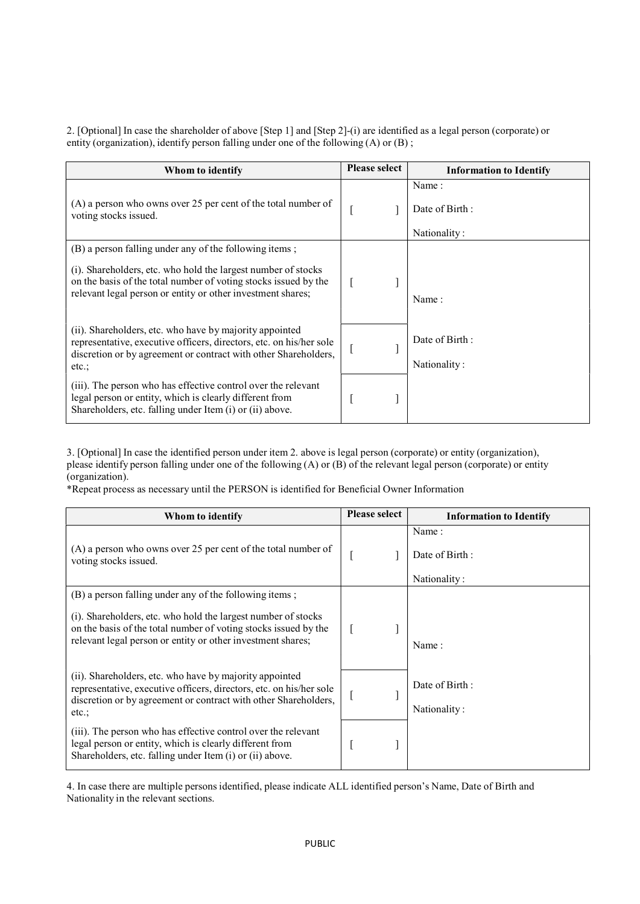2. [Optional] In case the shareholder of above [Step 1] and [Step 2]-(i) are identified as a legal person (corporate) or entity (organization), identify person falling under one of the following (A) or (B) ;

| Whom to identify | Please select | Information to Identify |
|---|---|---|
| (A) a person who owns over 25 per cent of the total number of voting stocks issued. | [ ] | Name :<br>Date of Birth :<br>Nationality : |
| (B) a person falling under any of the following items ;<br>(i). Shareholders, etc. who hold the largest number of stocks on the basis of the total number of voting stocks issued by the relevant legal person or entity or other investment shares; | [ ] | Name :<br>Date of Birth :<br>Nationality : |
| (ii). Shareholders, etc. who have by majority appointed representative, executive officers, directors, etc. on his/her sole discretion or by agreement or contract with other Shareholders, etc.; | [ ] | |
| (iii). The person who has effective control over the relevant legal person or entity, which is clearly different from Shareholders, etc. falling under Item (i) or (ii) above. | [ ] | |

3. [Optional] In case the identified person under item 2. above is legal person (corporate) or entity (organization), please identify person falling under one of the following (A) or (B) of the relevant legal person (corporate) or entity (organization).
*Repeat process as necessary until the PERSON is identified for Beneficial Owner Information

| Whom to identify | Please select | Information to Identify |
|---|---|---|
| (A) a person who owns over 25 per cent of the total number of voting stocks issued. | [ ] | Name :<br>Date of Birth :<br>Nationality : |
| (B) a person falling under any of the following items ;<br>(i). Shareholders, etc. who hold the largest number of stocks on the basis of the total number of voting stocks issued by the relevant legal person or entity or other investment shares; | [ ] | Name :<br>Date of Birth :<br>Nationality : |
| (ii). Shareholders, etc. who have by majority appointed representative, executive officers, directors, etc. on his/her sole discretion or by agreement or contract with other Shareholders, etc.; | [ ] | |
| (iii). The person who has effective control over the relevant legal person or entity, which is clearly different from Shareholders, etc. falling under Item (i) or (ii) above. | [ ] | |

4. In case there are multiple persons identified, please indicate ALL identified person's Name, Date of Birth and Nationality in the relevant sections.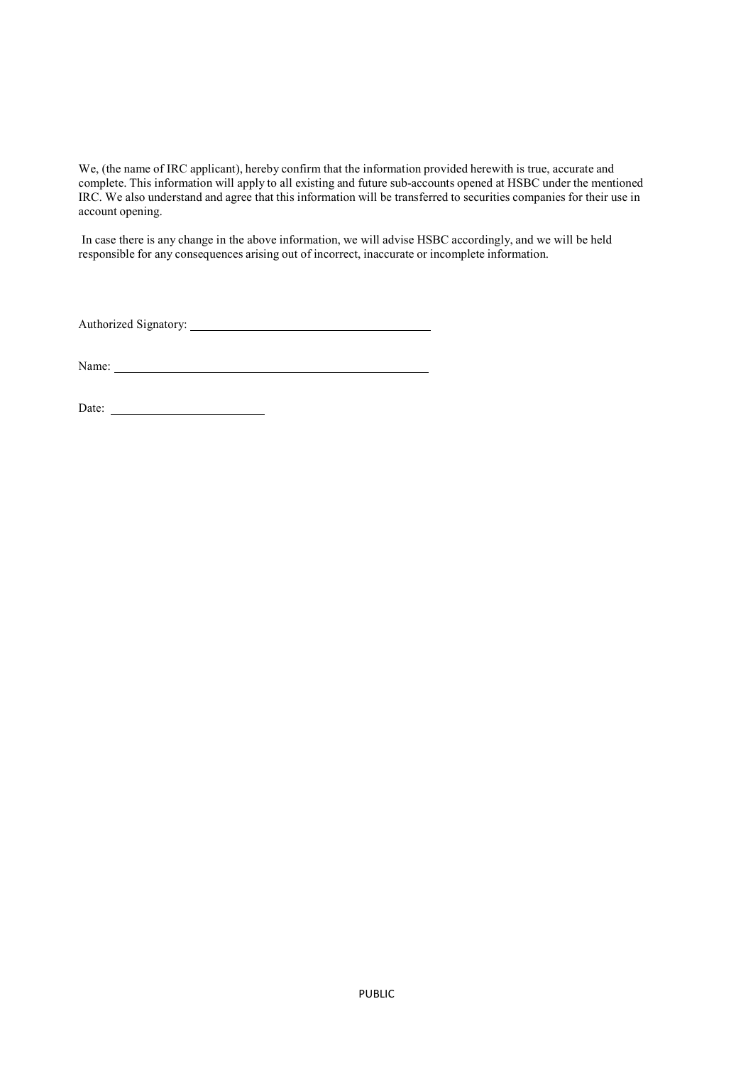We, (the name of IRC applicant), hereby confirm that the information provided herewith is true, accurate and complete. This information will apply to all existing and future sub-accounts opened at HSBC under the mentioned IRC. We also understand and agree that this information will be transferred to securities companies for their use in account opening.

In case there is any change in the above information, we will advise HSBC accordingly, and we will be held responsible for any consequences arising out of incorrect, inaccurate or incomplete information.

Authorized Signatory: ______________________________

Name: ________________________________________

Date: ____________________

PUBLIC